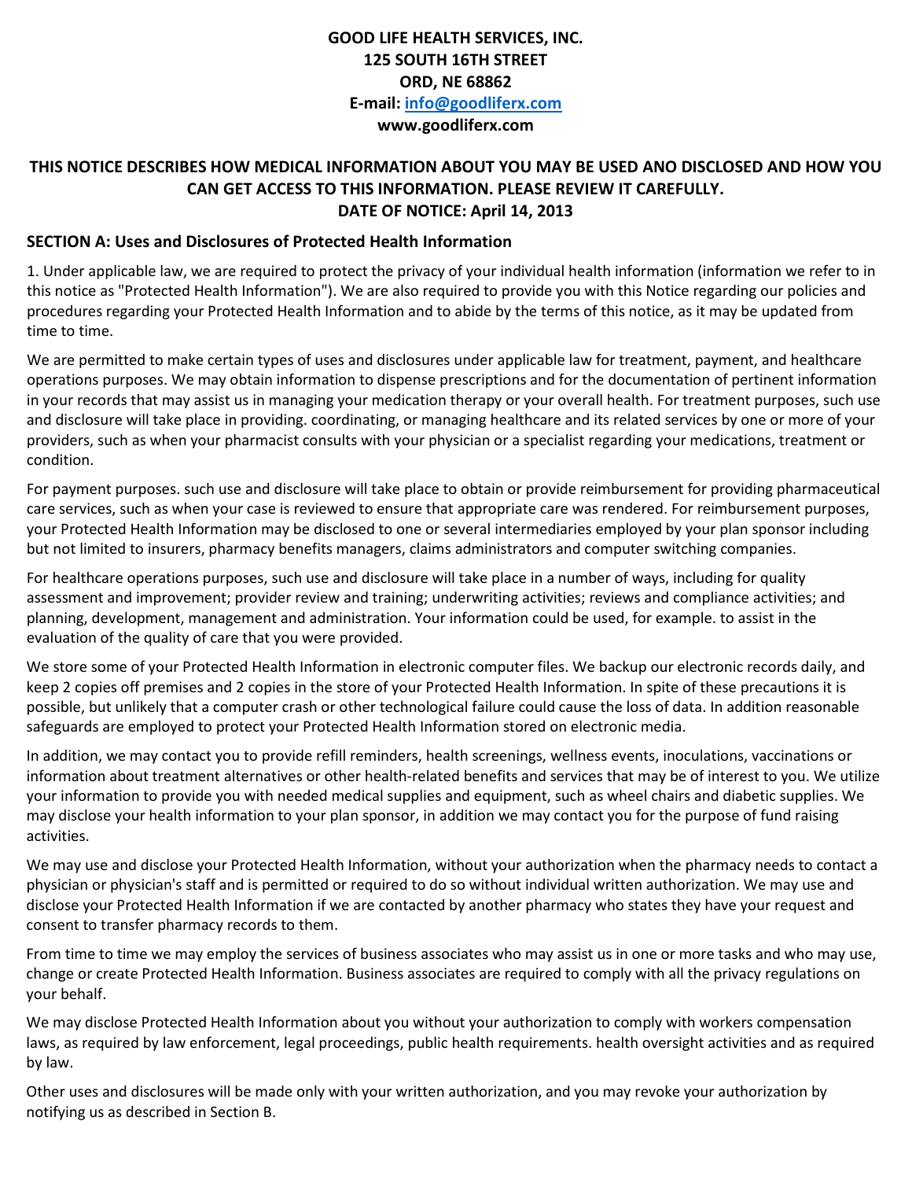**GOOD LIFE HEALTH SERVICES, INC.**
**125 SOUTH 16TH STREET**
**ORD, NE 68862**
**E-mail: info@goodliferx.com**
**www.goodliferx.com**

## THIS NOTICE DESCRIBES HOW MEDICAL INFORMATION ABOUT YOU MAY BE USED ANO DISCLOSED AND HOW YOU CAN GET ACCESS TO THIS INFORMATION. PLEASE REVIEW IT CAREFULLY.

**DATE OF NOTICE: April 14, 2013**

### SECTION A: Uses and Disclosures of Protected Health Information

1. Under applicable law, we are required to protect the privacy of your individual health information (information we refer to in this notice as "Protected Health Information"). We are also required to provide you with this Notice regarding our policies and procedures regarding your Protected Health Information and to abide by the terms of this notice, as it may be updated from time to time.

We are permitted to make certain types of uses and disclosures under applicable law for treatment, payment, and healthcare operations purposes. We may obtain information to dispense prescriptions and for the documentation of pertinent information in your records that may assist us in managing your medication therapy or your overall health. For treatment purposes, such use and disclosure will take place in providing. coordinating, or managing healthcare and its related services by one or more of your providers, such as when your pharmacist consults with your physician or a specialist regarding your medications, treatment or condition.

For payment purposes. such use and disclosure will take place to obtain or provide reimbursement for providing pharmaceutical care services, such as when your case is reviewed to ensure that appropriate care was rendered. For reimbursement purposes, your Protected Health Information may be disclosed to one or several intermediaries employed by your plan sponsor including but not limited to insurers, pharmacy benefits managers, claims administrators and computer switching companies.

For healthcare operations purposes, such use and disclosure will take place in a number of ways, including for quality assessment and improvement; provider review and training; underwriting activities; reviews and compliance activities; and planning, development, management and administration. Your information could be used, for example. to assist in the evaluation of the quality of care that you were provided.

We store some of your Protected Health Information in electronic computer files. We backup our electronic records daily, and keep 2 copies off premises and 2 copies in the store of your Protected Health Information. In spite of these precautions it is possible, but unlikely that a computer crash or other technological failure could cause the loss of data. In addition reasonable safeguards are employed to protect your Protected Health Information stored on electronic media.

In addition, we may contact you to provide refill reminders, health screenings, wellness events, inoculations, vaccinations or information about treatment alternatives or other health-related benefits and services that may be of interest to you. We utilize your information to provide you with needed medical supplies and equipment, such as wheel chairs and diabetic supplies. We may disclose your health information to your plan sponsor, in addition we may contact you for the purpose of fund raising activities.

We may use and disclose your Protected Health Information, without your authorization when the pharmacy needs to contact a physician or physician's staff and is permitted or required to do so without individual written authorization. We may use and disclose your Protected Health Information if we are contacted by another pharmacy who states they have your request and consent to transfer pharmacy records to them.

From time to time we may employ the services of business associates who may assist us in one or more tasks and who may use, change or create Protected Health Information. Business associates are required to comply with all the privacy regulations on your behalf.

We may disclose Protected Health Information about you without your authorization to comply with workers compensation laws, as required by law enforcement, legal proceedings, public health requirements. health oversight activities and as required by law.

Other uses and disclosures will be made only with your written authorization, and you may revoke your authorization by notifying us as described in Section B.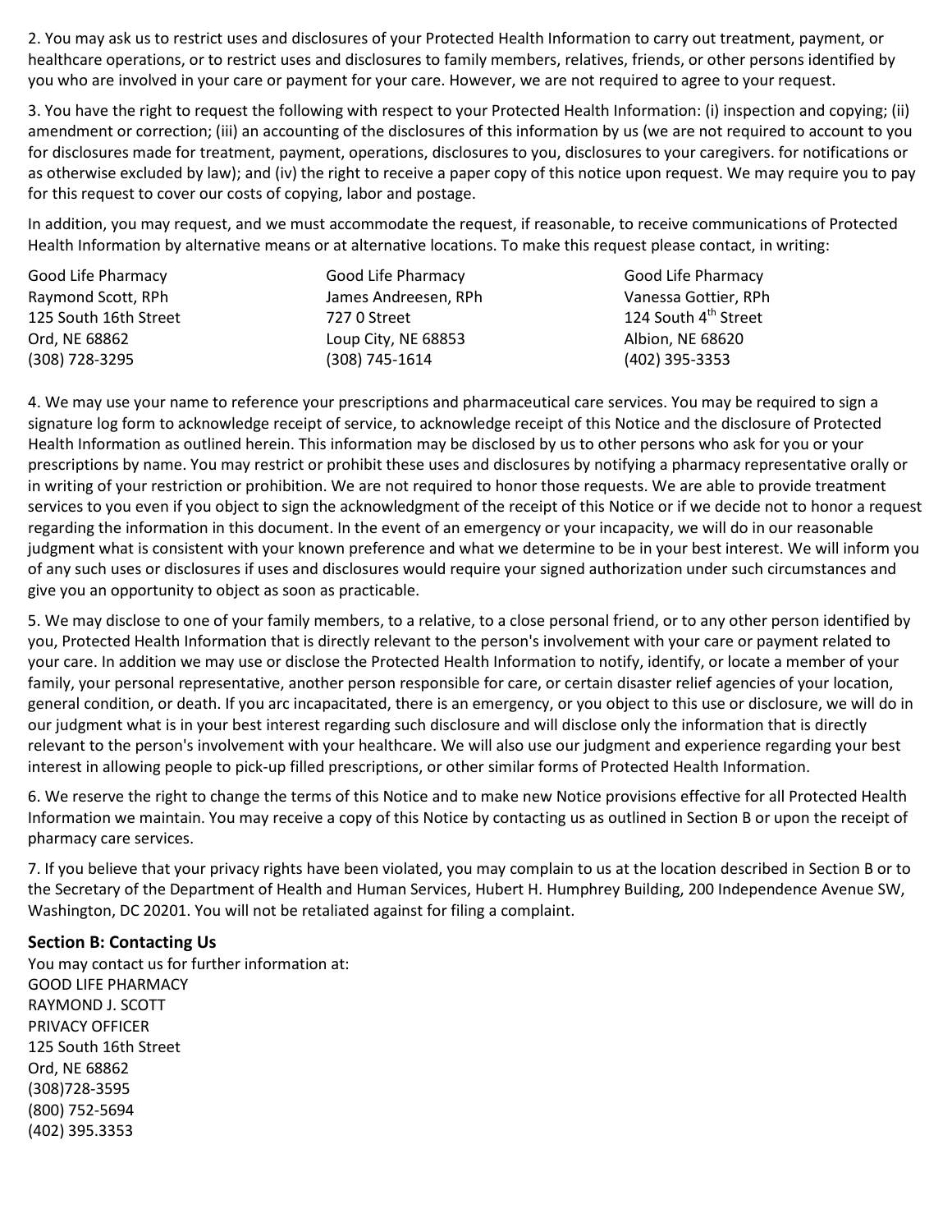2. You may ask us to restrict uses and disclosures of your Protected Health Information to carry out treatment, payment, or healthcare operations, or to restrict uses and disclosures to family members, relatives, friends, or other persons identified by you who are involved in your care or payment for your care. However, we are not required to agree to your request.

3. You have the right to request the following with respect to your Protected Health Information: (i) inspection and copying; (ii) amendment or correction; (iii) an accounting of the disclosures of this information by us (we are not required to account to you for disclosures made for treatment, payment, operations, disclosures to you, disclosures to your caregivers. for notifications or as otherwise excluded by law); and (iv) the right to receive a paper copy of this notice upon request. We may require you to pay for this request to cover our costs of copying, labor and postage.

In addition, you may request, and we must accommodate the request, if reasonable, to receive communications of Protected Health Information by alternative means or at alternative locations. To make this request please contact, in writing:

Good Life Pharmacy
Raymond Scott, RPh
125 South 16th Street
Ord, NE 68862
(308) 728-3295

Good Life Pharmacy
James Andreesen, RPh
727 0 Street
Loup City, NE 68853
(308) 745-1614

Good Life Pharmacy
Vanessa Gottier, RPh
124 South 4th Street
Albion, NE 68620
(402) 395-3353

4. We may use your name to reference your prescriptions and pharmaceutical care services. You may be required to sign a signature log form to acknowledge receipt of service, to acknowledge receipt of this Notice and the disclosure of Protected Health Information as outlined herein. This information may be disclosed by us to other persons who ask for you or your prescriptions by name. You may restrict or prohibit these uses and disclosures by notifying a pharmacy representative orally or in writing of your restriction or prohibition. We are not required to honor those requests. We are able to provide treatment services to you even if you object to sign the acknowledgment of the receipt of this Notice or if we decide not to honor a request regarding the information in this document. In the event of an emergency or your incapacity, we will do in our reasonable judgment what is consistent with your known preference and what we determine to be in your best interest. We will inform you of any such uses or disclosures if uses and disclosures would require your signed authorization under such circumstances and give you an opportunity to object as soon as practicable.

5. We may disclose to one of your family members, to a relative, to a close personal friend, or to any other person identified by you, Protected Health Information that is directly relevant to the person's involvement with your care or payment related to your care. In addition we may use or disclose the Protected Health Information to notify, identify, or locate a member of your family, your personal representative, another person responsible for care, or certain disaster relief agencies of your location, general condition, or death. If you arc incapacitated, there is an emergency, or you object to this use or disclosure, we will do in our judgment what is in your best interest regarding such disclosure and will disclose only the information that is directly relevant to the person's involvement with your healthcare. We will also use our judgment and experience regarding your best interest in allowing people to pick-up filled prescriptions, or other similar forms of Protected Health Information.

6. We reserve the right to change the terms of this Notice and to make new Notice provisions effective for all Protected Health Information we maintain. You may receive a copy of this Notice by contacting us as outlined in Section B or upon the receipt of pharmacy care services.

7. If you believe that your privacy rights have been violated, you may complain to us at the location described in Section B or to the Secretary of the Department of Health and Human Services, Hubert H. Humphrey Building, 200 Independence Avenue SW, Washington, DC 20201. You will not be retaliated against for filing a complaint.

### Section B: Contacting Us

You may contact us for further information at:
GOOD LIFE PHARMACY
RAYMOND J. SCOTT
PRIVACY OFFICER
125 South 16th Street
Ord, NE 68862
(308)728-3595
(800) 752-5694
(402) 395.3353